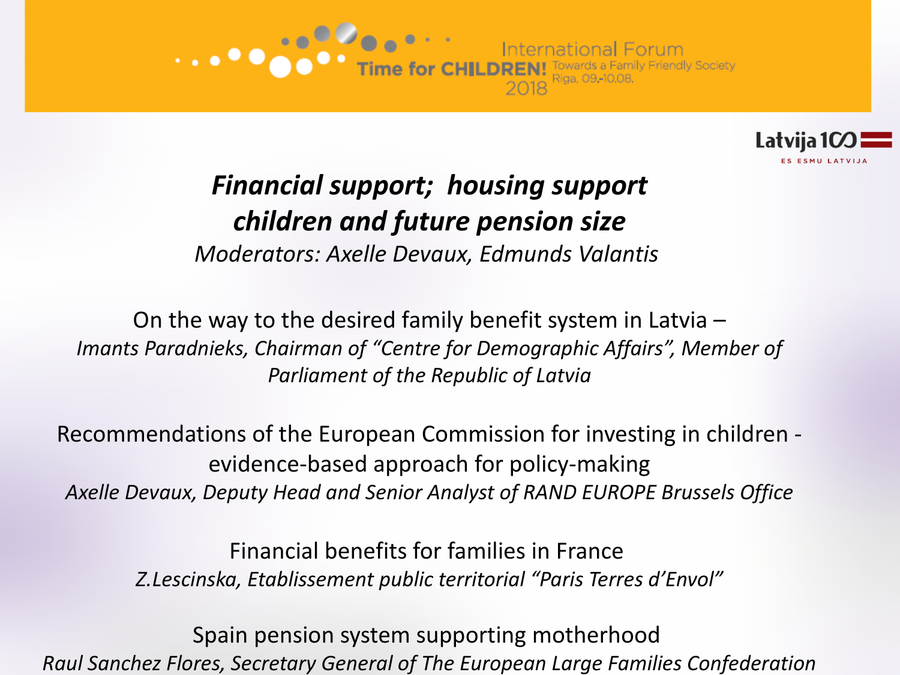International Forum
**Time for CHILDREN!** 2018
Towards a Family Friendly Society
Riga, 09.-10.08.

Latvija 100
ES ESMU LATVIJA

# *Financial support; housing support children and future pension size*

*Moderators: Axelle Devaux, Edmunds Valantis*

On the way to the desired family benefit system in Latvia –
*Imants Paradnieks, Chairman of "Centre for Demographic Affairs", Member of Parliament of the Republic of Latvia*

Recommendations of the European Commission for investing in children - evidence-based approach for policy-making
*Axelle Devaux, Deputy Head and Senior Analyst of RAND EUROPE Brussels Office*

Financial benefits for families in France
*Z.Lescinska, Etablissement public territorial "Paris Terres d'Envol"*

Spain pension system supporting motherhood
*Raul Sanchez Flores, Secretary General of The European Large Families Confederation*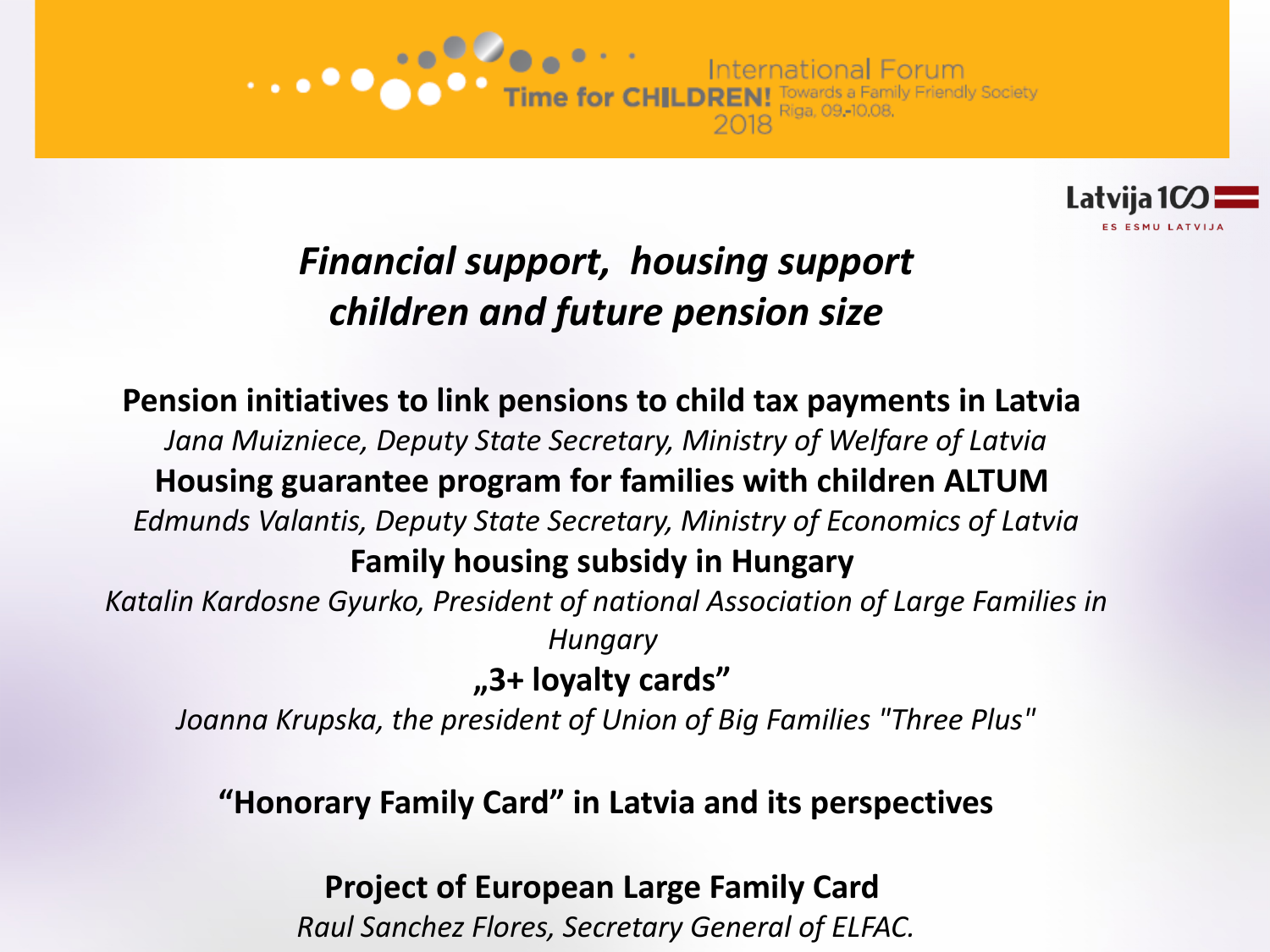# *Financial support, housing support children and future pension size*

**Pension initiatives to link pensions to child tax payments in Latvia**
*Jana Muizniece, Deputy State Secretary, Ministry of Welfare of Latvia*

**Housing guarantee program for families with children ALTUM**
*Edmunds Valantis, Deputy State Secretary, Ministry of Economics of Latvia*

**Family housing subsidy in Hungary**
*Katalin Kardosne Gyurko, President of national Association of Large Families in Hungary*

**„3+ loyalty cards"**
*Joanna Krupska, the president of Union of Big Families "Three Plus"*

**"Honorary Family Card" in Latvia and its perspectives**

**Project of European Large Family Card**
*Raul Sanchez Flores, Secretary General of ELFAC.*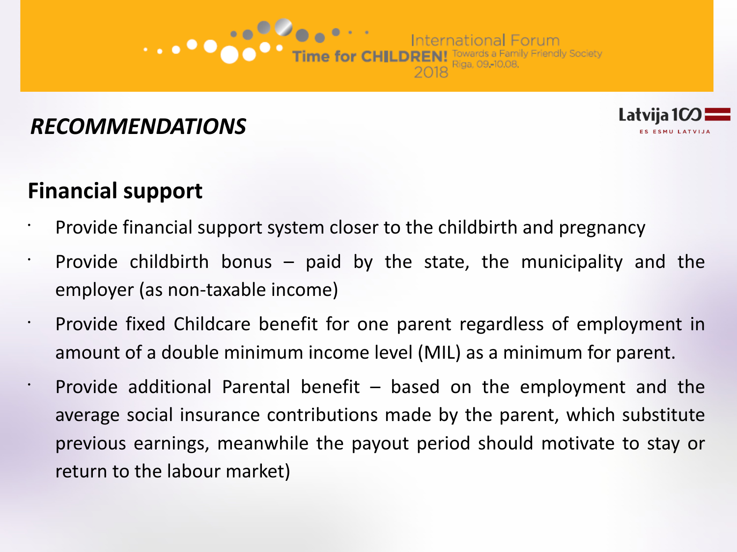## *RECOMMENDATIONS*

### Financial support

- Provide financial support system closer to the childbirth and pregnancy
- Provide childbirth bonus – paid by the state, the municipality and the employer (as non-taxable income)
- Provide fixed Childcare benefit for one parent regardless of employment in amount of a double minimum income level (MIL) as a minimum for parent.
- Provide additional Parental benefit – based on the employment and the average social insurance contributions made by the parent, which substitute previous earnings, meanwhile the payout period should motivate to stay or return to the labour market)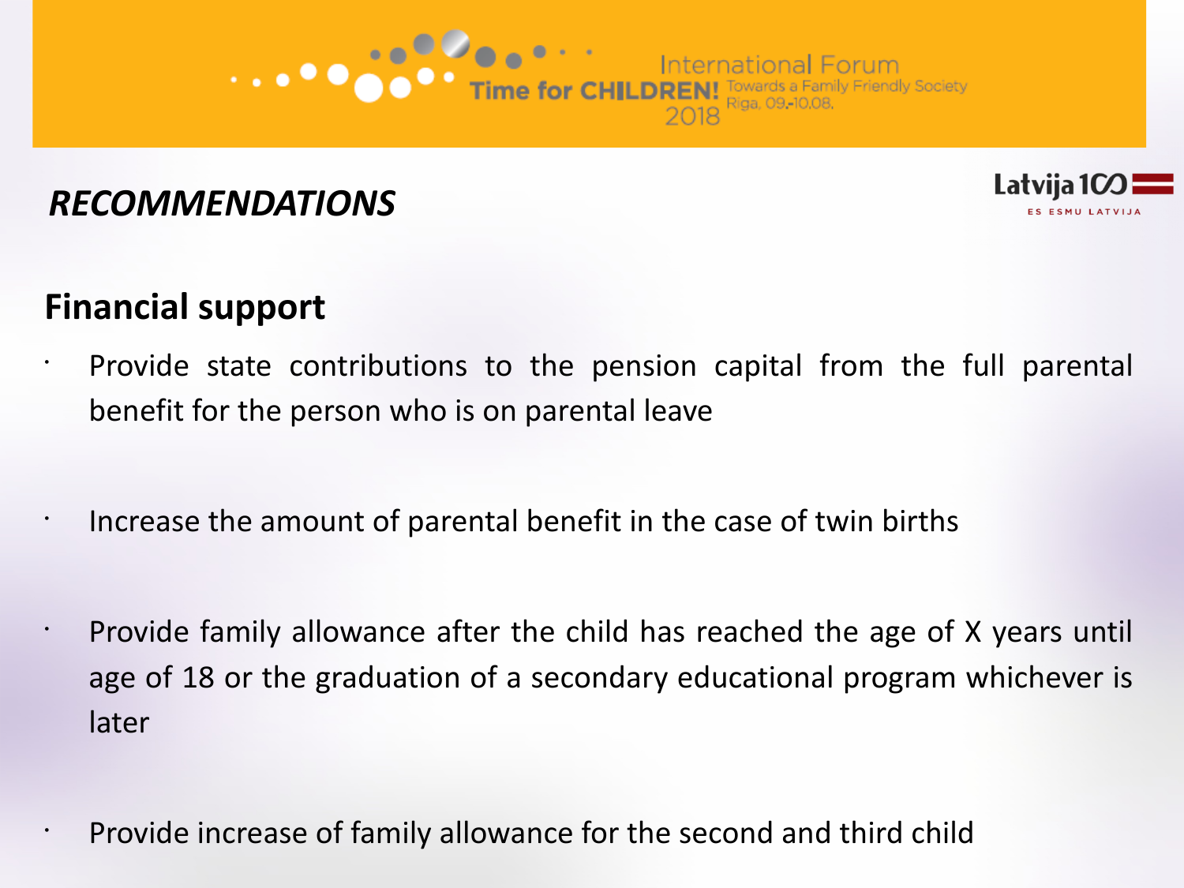## *RECOMMENDATIONS*

### Financial support

- Provide state contributions to the pension capital from the full parental benefit for the person who is on parental leave
- Increase the amount of parental benefit in the case of twin births
- Provide family allowance after the child has reached the age of X years until age of 18 or the graduation of a secondary educational program whichever is later
- Provide increase of family allowance for the second and third child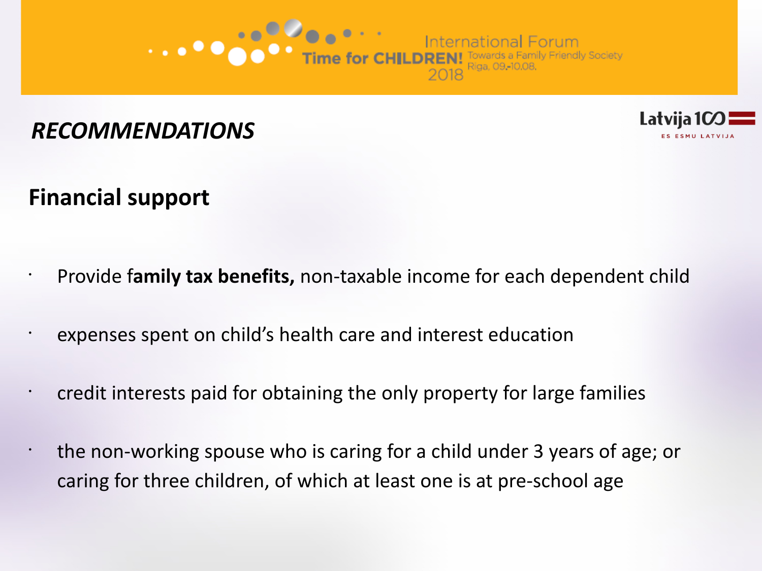## *RECOMMENDATIONS*

### Financial support

- Provide f**amily tax benefits,** non-taxable income for each dependent child
- expenses spent on child's health care and interest education
- credit interests paid for obtaining the only property for large families
- the non-working spouse who is caring for a child under 3 years of age; or caring for three children, of which at least one is at pre-school age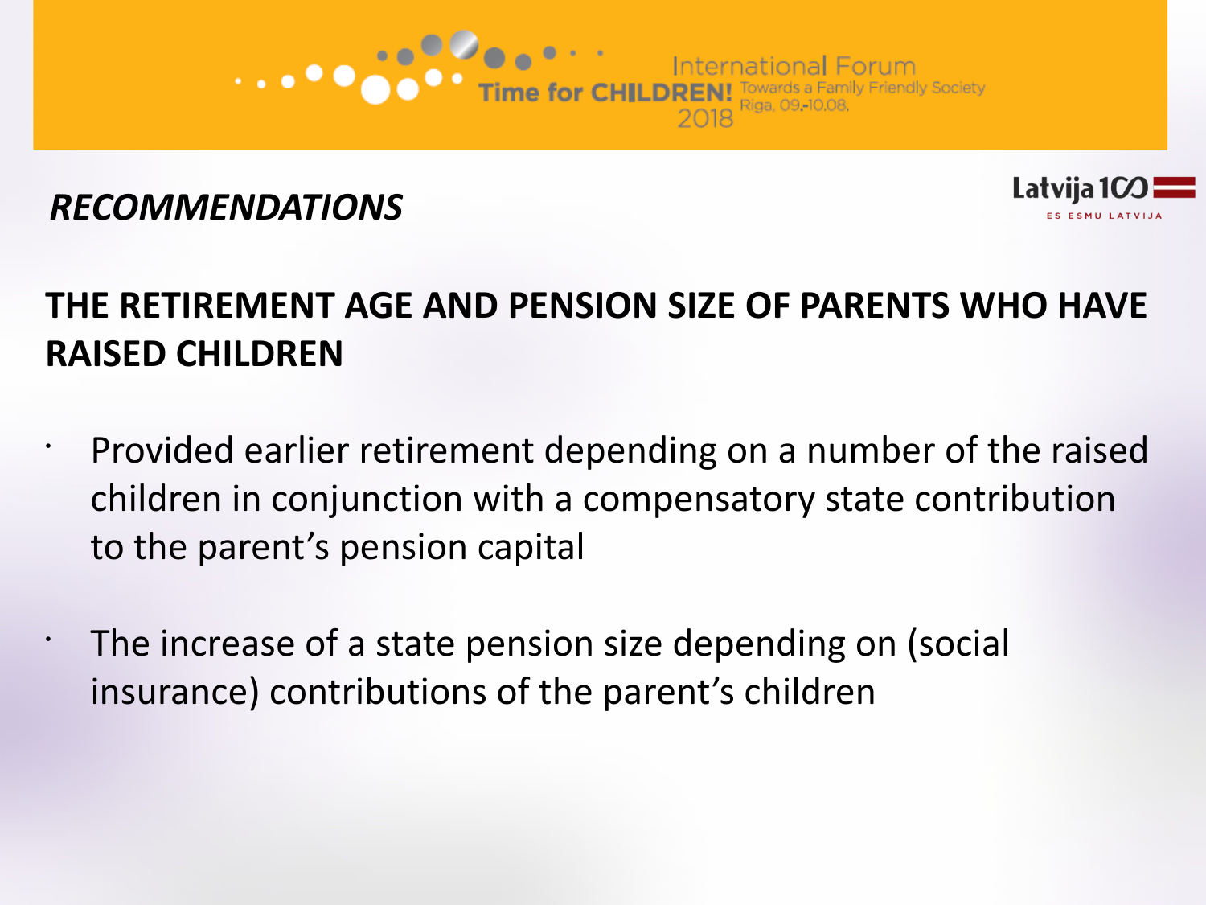## *RECOMMENDATIONS*

### THE RETIREMENT AGE AND PENSION SIZE OF PARENTS WHO HAVE RAISED CHILDREN

- Provided earlier retirement depending on a number of the raised children in conjunction with a compensatory state contribution to the parent's pension capital
- The increase of a state pension size depending on (social insurance) contributions of the parent's children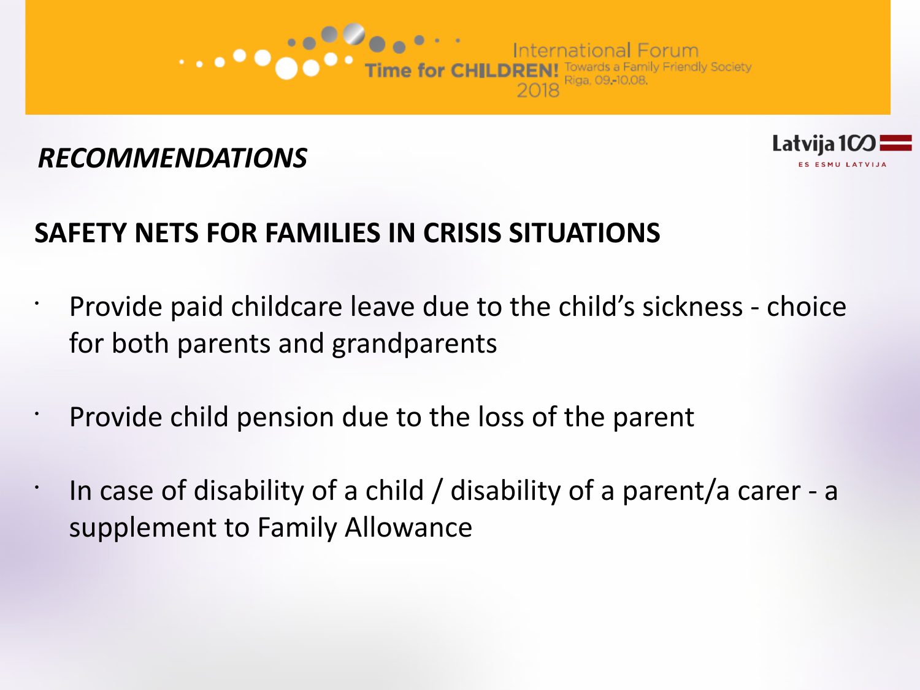## *RECOMMENDATIONS*

### SAFETY NETS FOR FAMILIES IN CRISIS SITUATIONS

- Provide paid childcare leave due to the child's sickness - choice for both parents and grandparents
- Provide child pension due to the loss of the parent
- In case of disability of a child / disability of a parent/a carer - a supplement to Family Allowance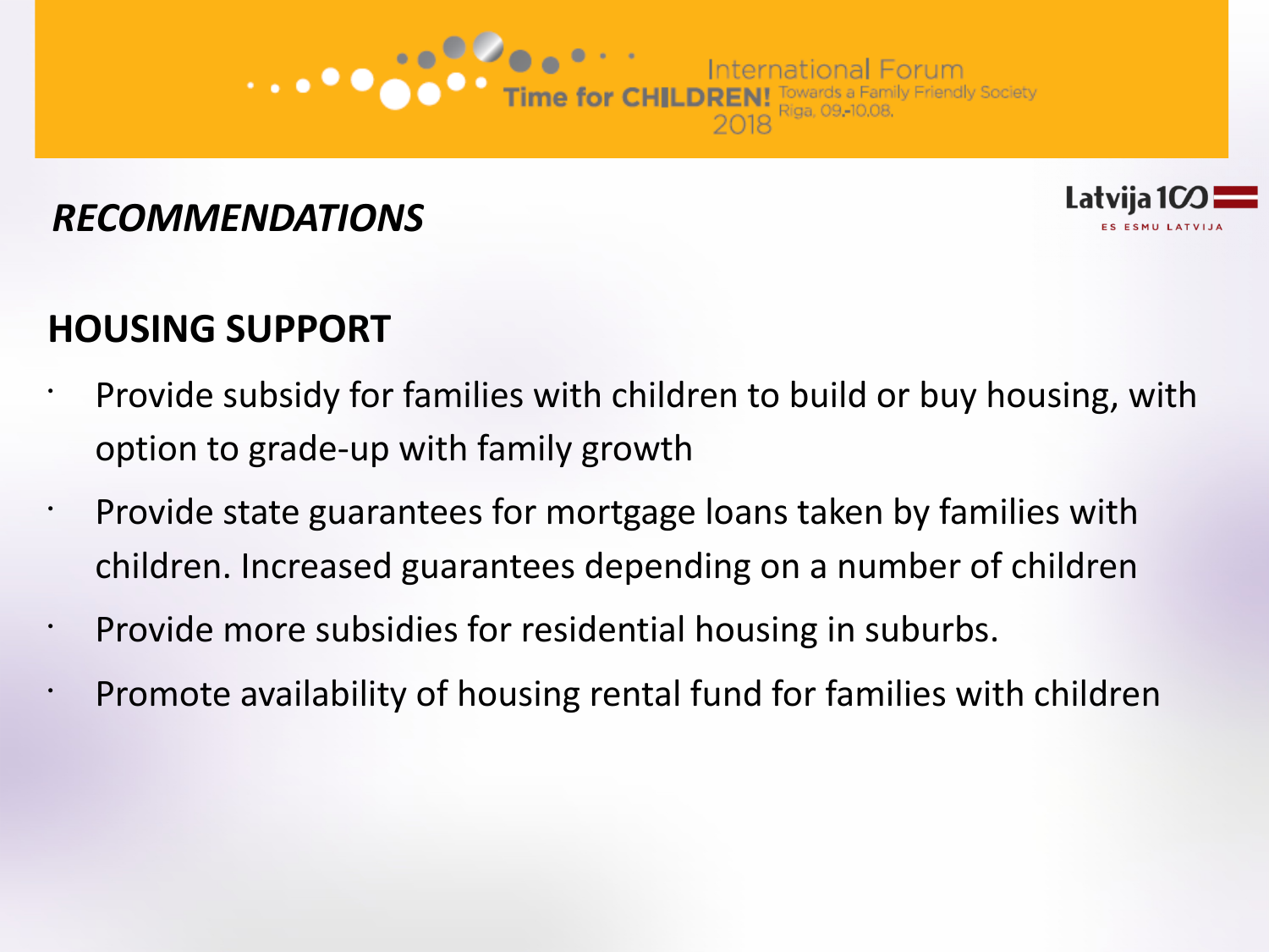## *RECOMMENDATIONS*

### HOUSING SUPPORT

- Provide subsidy for families with children to build or buy housing, with option to grade-up with family growth
- Provide state guarantees for mortgage loans taken by families with children. Increased guarantees depending on a number of children
- Provide more subsidies for residential housing in suburbs.
- Promote availability of housing rental fund for families with children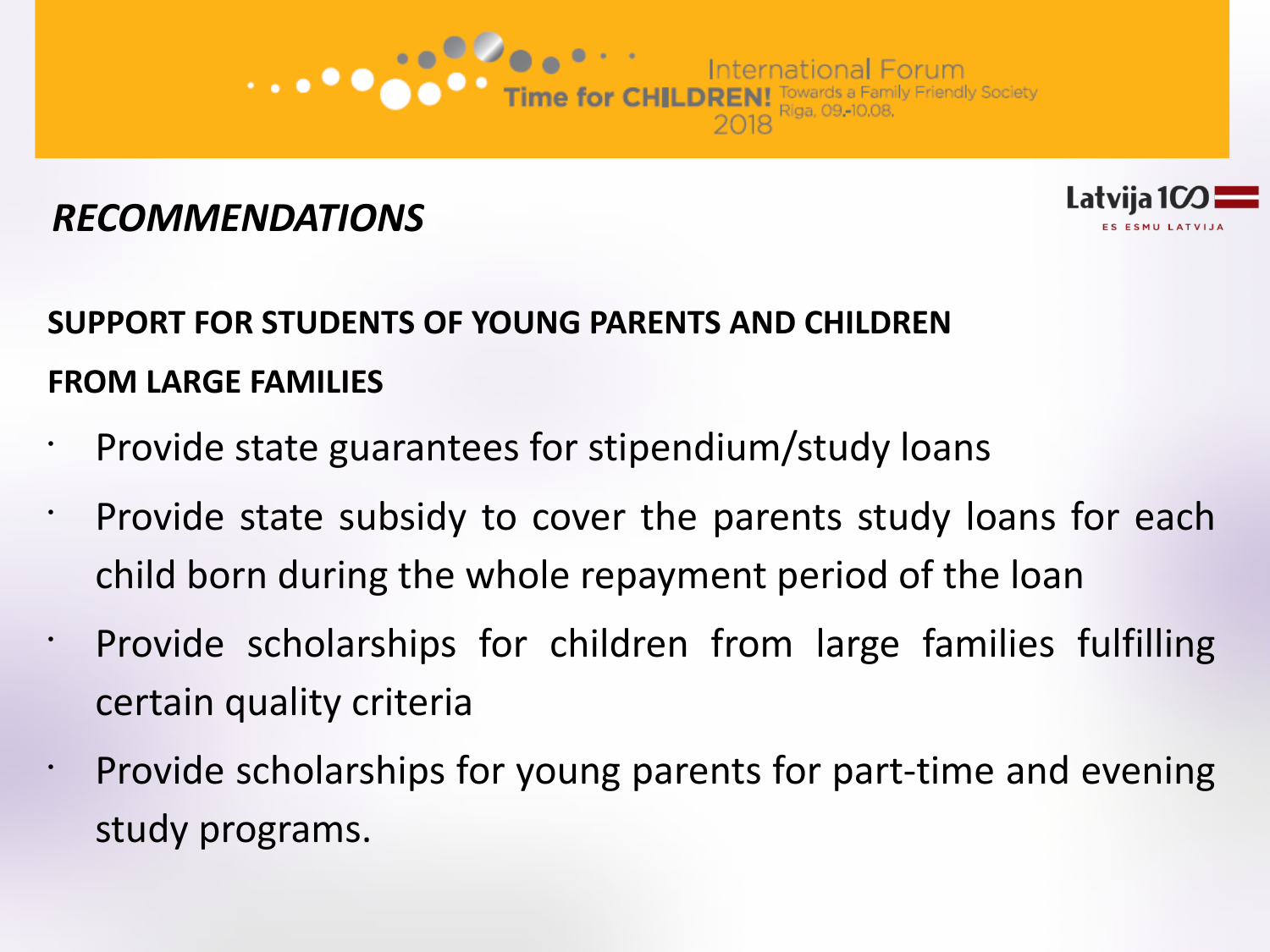## *RECOMMENDATIONS*

**SUPPORT FOR STUDENTS OF YOUNG PARENTS AND CHILDREN FROM LARGE FAMILIES**

- Provide state guarantees for stipendium/study loans
- Provide state subsidy to cover the parents study loans for each child born during the whole repayment period of the loan
- Provide scholarships for children from large families fulfilling certain quality criteria
- Provide scholarships for young parents for part-time and evening study programs.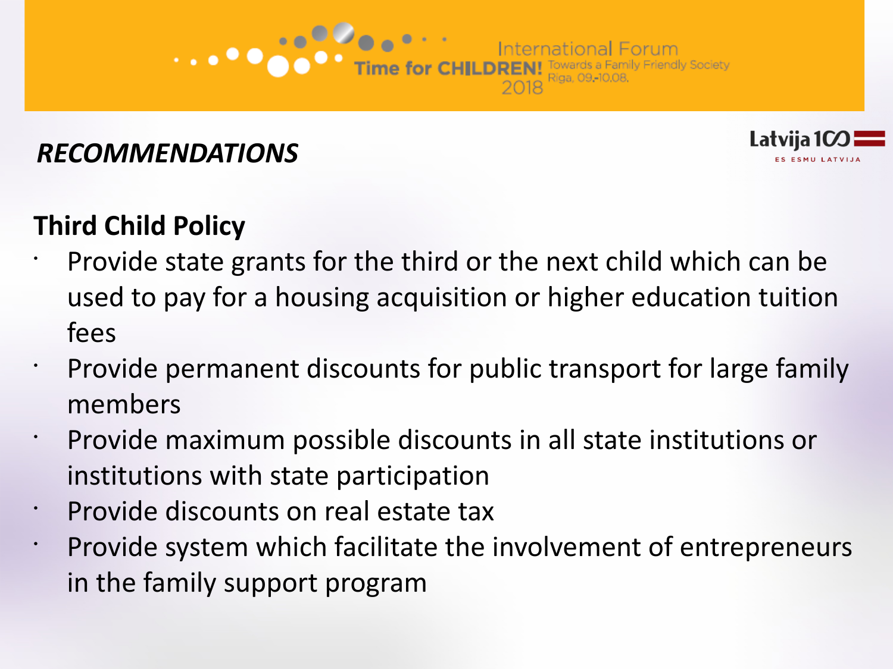## *RECOMMENDATIONS*

### Third Child Policy

- Provide state grants for the third or the next child which can be used to pay for a housing acquisition or higher education tuition fees
- Provide permanent discounts for public transport for large family members
- Provide maximum possible discounts in all state institutions or institutions with state participation
- Provide discounts on real estate tax
- Provide system which facilitate the involvement of entrepreneurs in the family support program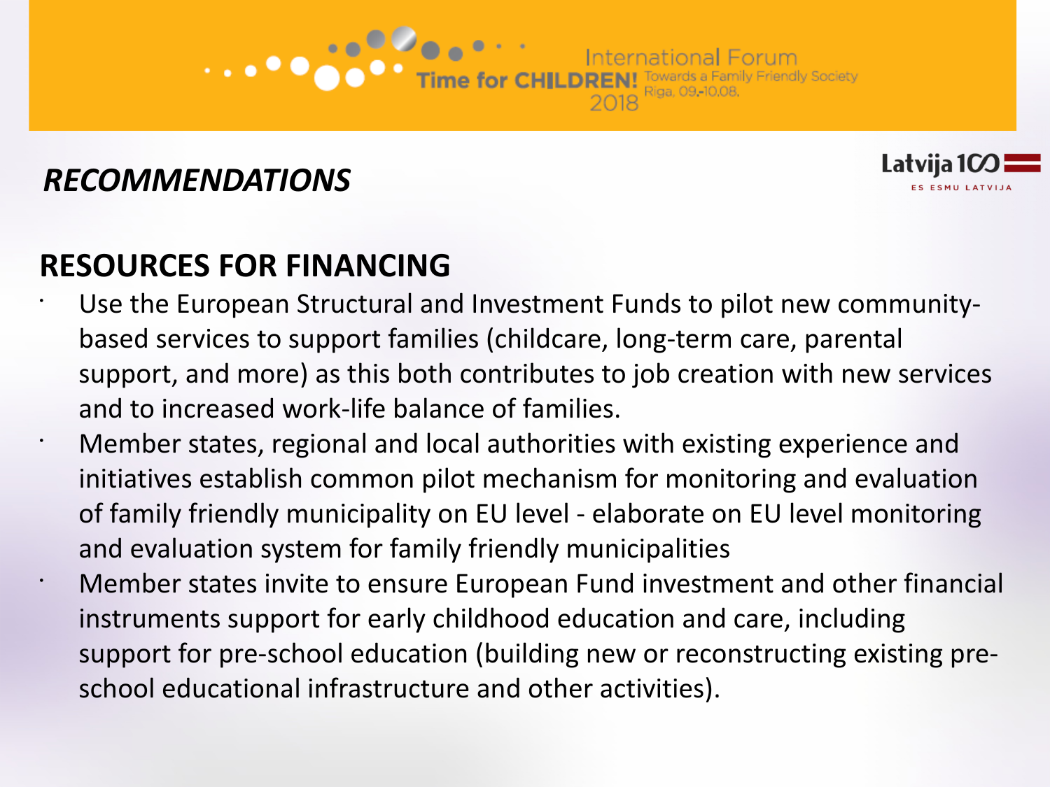*RECOMMENDATIONS*

## RESOURCES FOR FINANCING

- Use the European Structural and Investment Funds to pilot new community-based services to support families (childcare, long-term care, parental support, and more) as this both contributes to job creation with new services and to increased work-life balance of families.
- Member states, regional and local authorities with existing experience and initiatives establish common pilot mechanism for monitoring and evaluation of family friendly municipality on EU level - elaborate on EU level monitoring and evaluation system for family friendly municipalities
- Member states invite to ensure European Fund investment and other financial instruments support for early childhood education and care, including support for pre-school education (building new or reconstructing existing pre-school educational infrastructure and other activities).